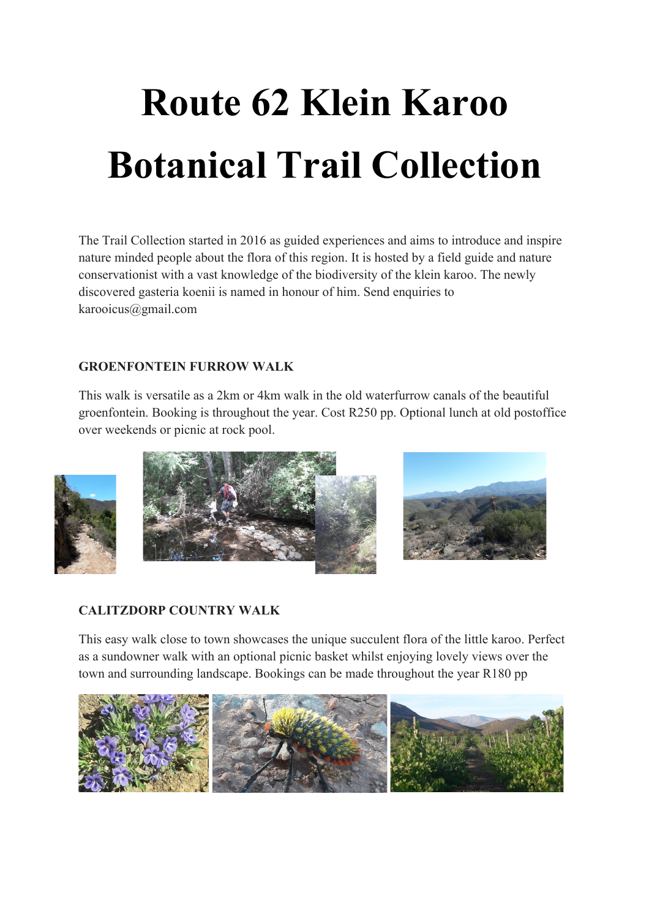# Route 62 Klein Karoo Botanical Trail Collection

The Trail Collection started in 2016 as guided experiences and aims to introduce and inspire nature minded people about the flora of this region. It is hosted by a field guide and nature conservationist with a vast knowledge of the biodiversity of the klein karoo. The newly discovered gasteria koenii is named in honour of him. Send enquiries to karooicus@gmail.com

**GROENFONTEIN FURROW WALK**

This walk is versatile as a 2km or 4km walk in the old waterfurrow canals of the beautiful groenfontein. Booking is throughout the year. Cost R250 pp. Optional lunch at old postoffice over weekends or picnic at rock pool.

**CALITZDORP COUNTRY WALK**

This easy walk close to town showcases the unique succulent flora of the little karoo. Perfect as a sundowner walk with an optional picnic basket whilst enjoying lovely views over the town and surrounding landscape. Bookings can be made throughout the year R180 pp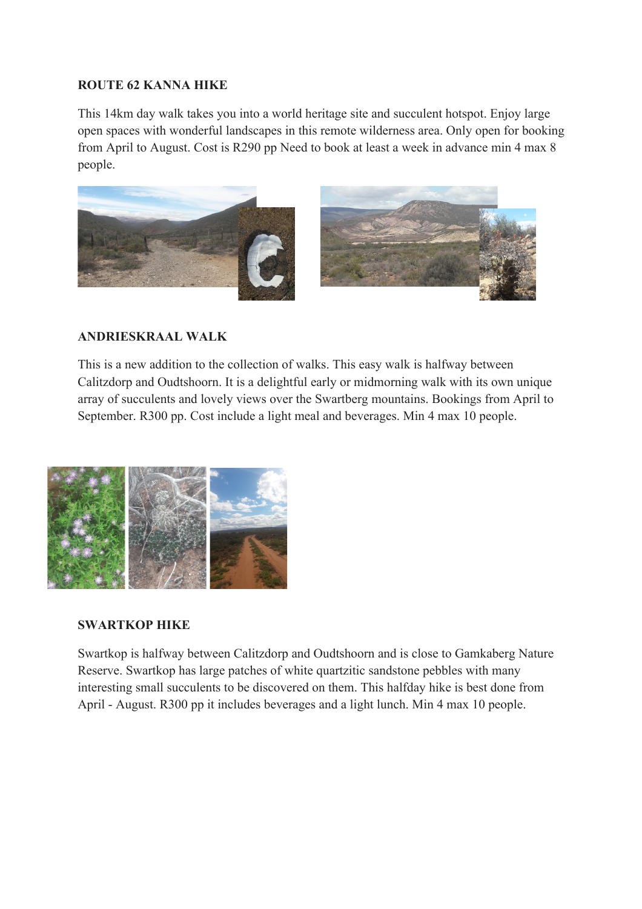**ROUTE 62 KANNA HIKE**

This 14km day walk takes you into a world heritage site and succulent hotspot. Enjoy large open spaces with wonderful landscapes in this remote wilderness area. Only open for booking from April to August. Cost is R290 pp Need to book at least a week in advance min 4 max 8 people.

**ANDRIESKRAAL WALK**

This is a new addition to the collection of walks. This easy walk is halfway between Calitzdorp and Oudtshoorn. It is a delightful early or midmorning walk with its own unique array of succulents and lovely views over the Swartberg mountains. Bookings from April to September. R300 pp. Cost include a light meal and beverages. Min 4 max 10 people.

**SWARTKOP HIKE**

Swartkop is halfway between Calitzdorp and Oudtshoorn and is close to Gamkaberg Nature Reserve. Swartkop has large patches of white quartzitic sandstone pebbles with many interesting small succulents to be discovered on them. This halfday hike is best done from April - August. R300 pp it includes beverages and a light lunch. Min 4 max 10 people.